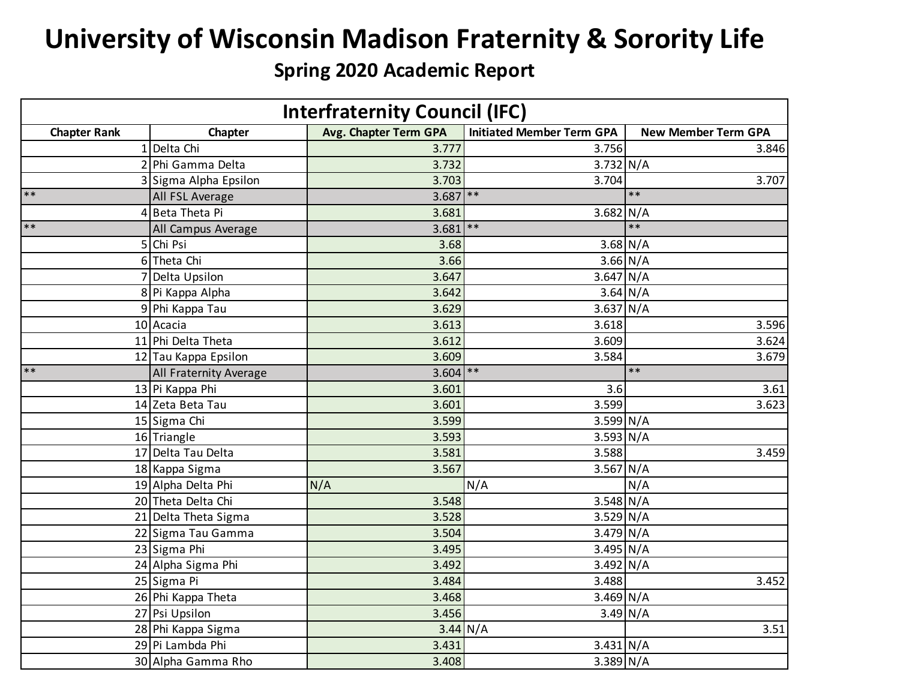# University of Wisconsin Madison Fraternity & Sorority Life

## Spring 2020 Academic Report

| Interfraternity Council (IFC) | | | | |
|---|---|---|---|---|
| **Chapter Rank** | **Chapter** | **Avg. Chapter Term GPA** | **Initiated Member Term GPA** | **New Member Term GPA** |
| 1 | Delta Chi | 3.777 | 3.756 | 3.846 |
| 2 | Phi Gamma Delta | 3.732 | 3.732 | N/A |
| 3 | Sigma Alpha Epsilon | 3.703 | 3.704 | 3.707 |
| ** | All FSL Average | 3.687 | ** | ** |
| 4 | Beta Theta Pi | 3.681 | 3.682 | N/A |
| ** | All Campus Average | 3.681 | ** | ** |
| 5 | Chi Psi | 3.68 | 3.68 | N/A |
| 6 | Theta Chi | 3.66 | 3.66 | N/A |
| 7 | Delta Upsilon | 3.647 | 3.647 | N/A |
| 8 | Pi Kappa Alpha | 3.642 | 3.64 | N/A |
| 9 | Phi Kappa Tau | 3.629 | 3.637 | N/A |
| 10 | Acacia | 3.613 | 3.618 | 3.596 |
| 11 | Phi Delta Theta | 3.612 | 3.609 | 3.624 |
| 12 | Tau Kappa Epsilon | 3.609 | 3.584 | 3.679 |
| ** | All Fraternity Average | 3.604 | ** | ** |
| 13 | Pi Kappa Phi | 3.601 | 3.6 | 3.61 |
| 14 | Zeta Beta Tau | 3.601 | 3.599 | 3.623 |
| 15 | Sigma Chi | 3.599 | 3.599 | N/A |
| 16 | Triangle | 3.593 | 3.593 | N/A |
| 17 | Delta Tau Delta | 3.581 | 3.588 | 3.459 |
| 18 | Kappa Sigma | 3.567 | 3.567 | N/A |
| 19 | Alpha Delta Phi | N/A | N/A | N/A |
| 20 | Theta Delta Chi | 3.548 | 3.548 | N/A |
| 21 | Delta Theta Sigma | 3.528 | 3.529 | N/A |
| 22 | Sigma Tau Gamma | 3.504 | 3.479 | N/A |
| 23 | Sigma Phi | 3.495 | 3.495 | N/A |
| 24 | Alpha Sigma Phi | 3.492 | 3.492 | N/A |
| 25 | Sigma Pi | 3.484 | 3.488 | 3.452 |
| 26 | Phi Kappa Theta | 3.468 | 3.469 | N/A |
| 27 | Psi Upsilon | 3.456 | 3.49 | N/A |
| 28 | Phi Kappa Sigma | 3.44 | N/A | 3.51 |
| 29 | Pi Lambda Phi | 3.431 | 3.431 | N/A |
| 30 | Alpha Gamma Rho | 3.408 | 3.389 | N/A |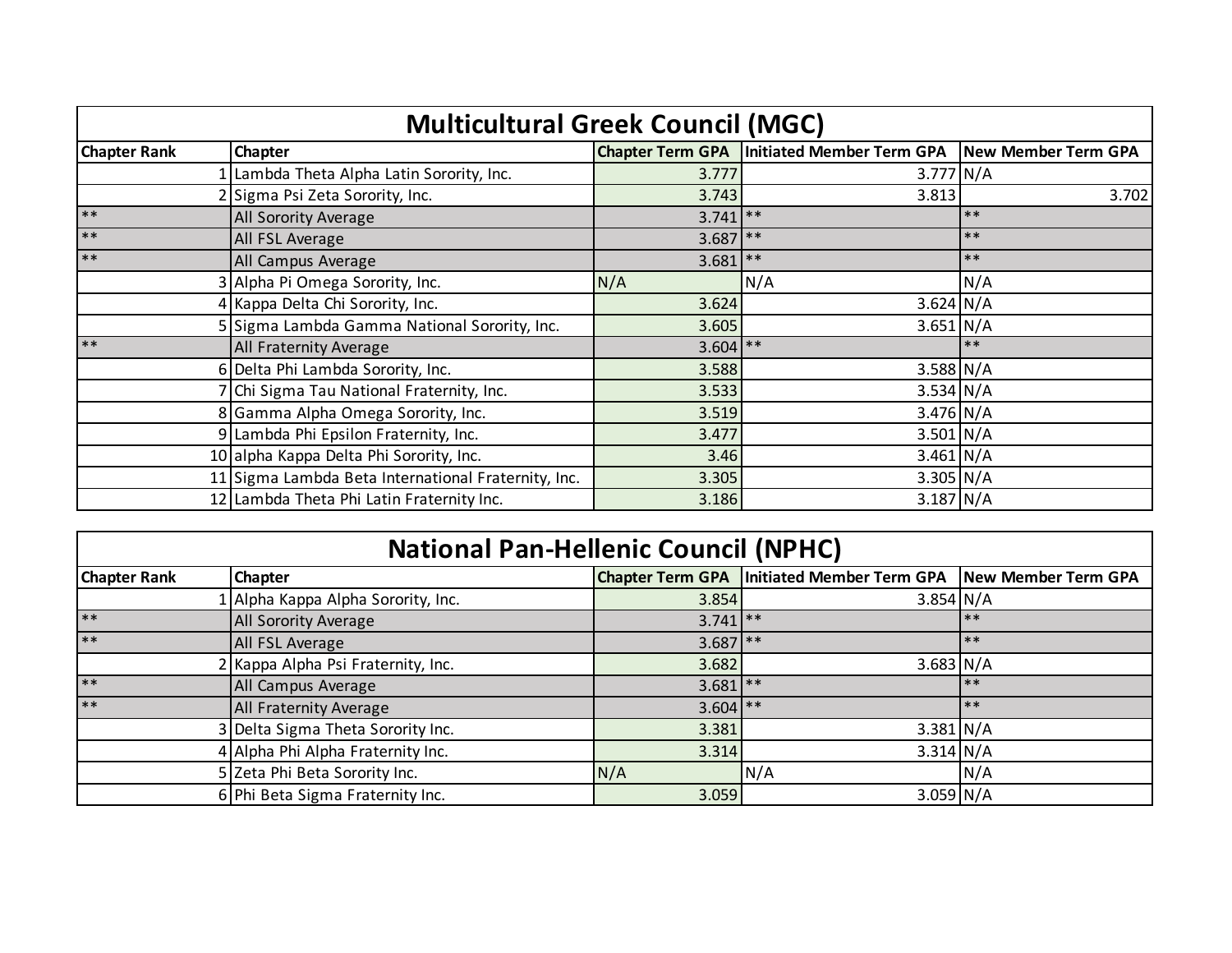## Multicultural Greek Council (MGC)

| Chapter Rank | Chapter | Chapter Term GPA | Initiated Member Term GPA | New Member Term GPA |
|---|---|---|---|---|
| 1 | Lambda Theta Alpha Latin Sorority, Inc. | 3.777 | 3.777 | N/A |
| 2 | Sigma Psi Zeta Sorority, Inc. | 3.743 | 3.813 | 3.702 |
| ** | All Sorority Average | 3.741 | ** | ** |
| ** | All FSL Average | 3.687 | ** | ** |
| ** | All Campus Average | 3.681 | ** | ** |
| 3 | Alpha Pi Omega Sorority, Inc. | N/A | N/A | N/A |
| 4 | Kappa Delta Chi Sorority, Inc. | 3.624 | 3.624 | N/A |
| 5 | Sigma Lambda Gamma National Sorority, Inc. | 3.605 | 3.651 | N/A |
| ** | All Fraternity Average | 3.604 | ** | ** |
| 6 | Delta Phi Lambda Sorority, Inc. | 3.588 | 3.588 | N/A |
| 7 | Chi Sigma Tau National Fraternity, Inc. | 3.533 | 3.534 | N/A |
| 8 | Gamma Alpha Omega Sorority, Inc. | 3.519 | 3.476 | N/A |
| 9 | Lambda Phi Epsilon Fraternity, Inc. | 3.477 | 3.501 | N/A |
| 10 | alpha Kappa Delta Phi Sorority, Inc. | 3.46 | 3.461 | N/A |
| 11 | Sigma Lambda Beta International Fraternity, Inc. | 3.305 | 3.305 | N/A |
| 12 | Lambda Theta Phi Latin Fraternity Inc. | 3.186 | 3.187 | N/A |

## National Pan-Hellenic Council (NPHC)

| Chapter Rank | Chapter | Chapter Term GPA | Initiated Member Term GPA | New Member Term GPA |
|---|---|---|---|---|
| 1 | Alpha Kappa Alpha Sorority, Inc. | 3.854 | 3.854 | N/A |
| ** | All Sorority Average | 3.741 | ** | ** |
| ** | All FSL Average | 3.687 | ** | ** |
| 2 | Kappa Alpha Psi Fraternity, Inc. | 3.682 | 3.683 | N/A |
| ** | All Campus Average | 3.681 | ** | ** |
| ** | All Fraternity Average | 3.604 | ** | ** |
| 3 | Delta Sigma Theta Sorority Inc. | 3.381 | 3.381 | N/A |
| 4 | Alpha Phi Alpha Fraternity Inc. | 3.314 | 3.314 | N/A |
| 5 | Zeta Phi Beta Sorority Inc. | N/A | N/A | N/A |
| 6 | Phi Beta Sigma Fraternity Inc. | 3.059 | 3.059 | N/A |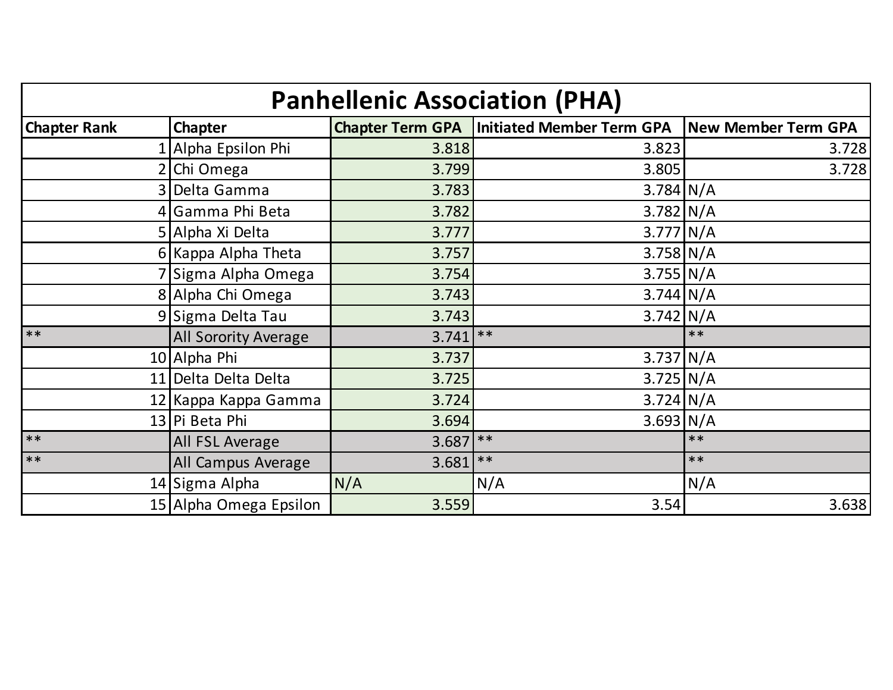# Panhellenic Association (PHA)

| Chapter Rank | Chapter | Chapter Term GPA | Initiated Member Term GPA | New Member Term GPA |
|---|---|---|---|---|
| 1 | Alpha Epsilon Phi | 3.818 | 3.823 | 3.728 |
| 2 | Chi Omega | 3.799 | 3.805 | 3.728 |
| 3 | Delta Gamma | 3.783 | 3.784 | N/A |
| 4 | Gamma Phi Beta | 3.782 | 3.782 | N/A |
| 5 | Alpha Xi Delta | 3.777 | 3.777 | N/A |
| 6 | Kappa Alpha Theta | 3.757 | 3.758 | N/A |
| 7 | Sigma Alpha Omega | 3.754 | 3.755 | N/A |
| 8 | Alpha Chi Omega | 3.743 | 3.744 | N/A |
| 9 | Sigma Delta Tau | 3.743 | 3.742 | N/A |
| ** | All Sorority Average | 3.741 | ** | ** |
| 10 | Alpha Phi | 3.737 | 3.737 | N/A |
| 11 | Delta Delta Delta | 3.725 | 3.725 | N/A |
| 12 | Kappa Kappa Gamma | 3.724 | 3.724 | N/A |
| 13 | Pi Beta Phi | 3.694 | 3.693 | N/A |
| ** | All FSL Average | 3.687 | ** | ** |
| ** | All Campus Average | 3.681 | ** | ** |
| 14 | Sigma Alpha | N/A | N/A | N/A |
| 15 | Alpha Omega Epsilon | 3.559 | 3.54 | 3.638 |